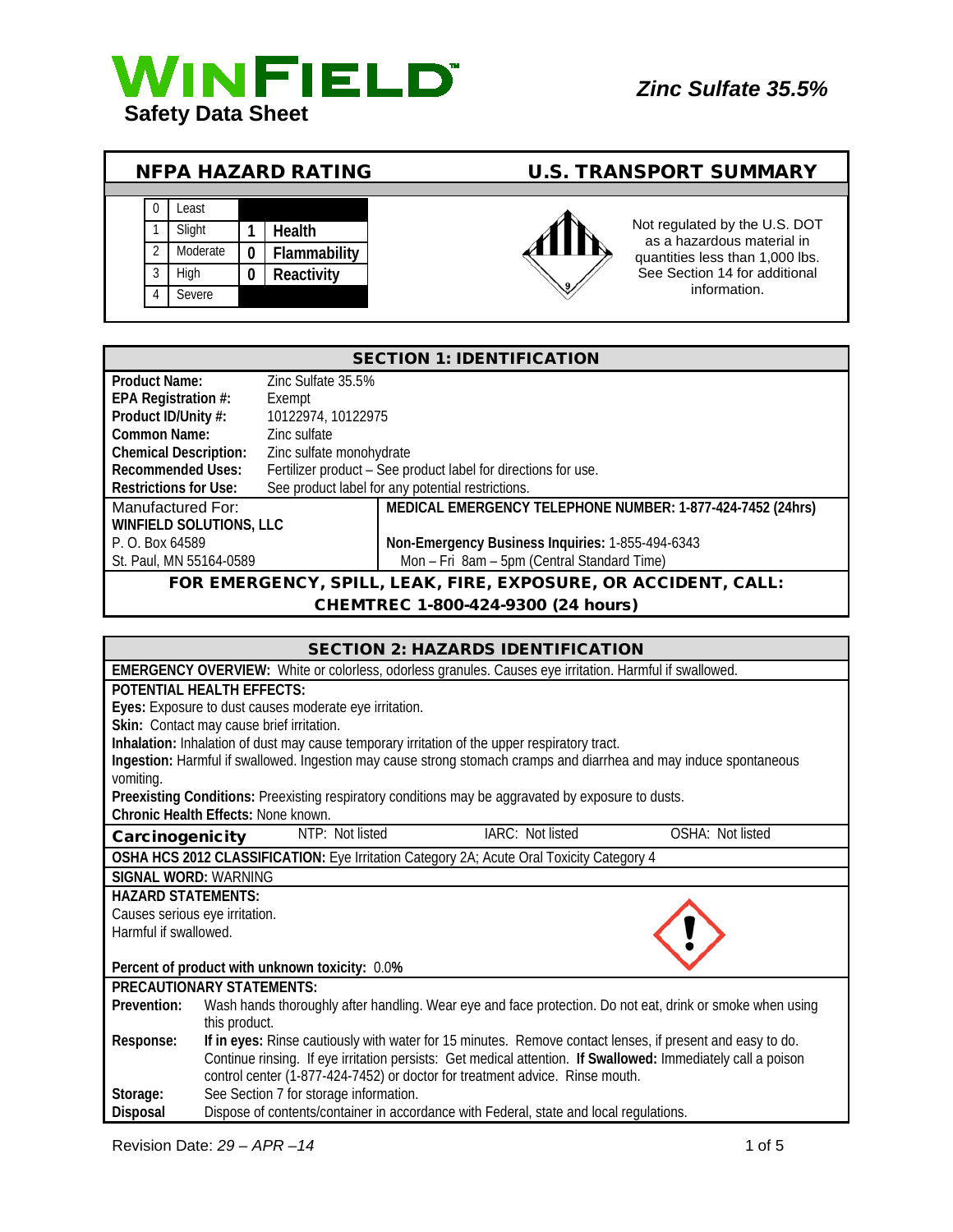# WINFIELD™ Safety Data Sheet

## *Zinc Sulfate 35.5%*

## NFPA HAZARD RATING

| | |
|---|---|
| 0 | Least |
| 1 | Slight |
| 2 | Moderate |
| 3 | High |
| 4 | Severe |

| Rating | Hazard |
|---|---|
| 1 | **Health** |
| 0 | **Flammability** |
| 0 | **Reactivity** |

## U.S. TRANSPORT SUMMARY

Not regulated by the U.S. DOT as a hazardous material in quantities less than 1,000 lbs. See Section 14 for additional information.

## SECTION 1: IDENTIFICATION

| | |
|---|---|
| **Product Name:** | Zinc Sulfate 35.5% |
| **EPA Registration #:** | Exempt |
| **Product ID/Unity #:** | 10122974, 10122975 |
| **Common Name:** | Zinc sulfate |
| **Chemical Description:** | Zinc sulfate monohydrate |
| **Recommended Uses:** | Fertilizer product – See product label for directions for use. |
| **Restrictions for Use:** | See product label for any potential restrictions. |

Manufactured For:
**WINFIELD SOLUTIONS, LLC**
P. O. Box 64589
St. Paul, MN 55164-0589

**MEDICAL EMERGENCY TELEPHONE NUMBER: 1-877-424-7452 (24hrs)**

**Non-Emergency Business Inquiries:** 1-855-494-6343
Mon – Fri 8am – 5pm (Central Standard Time)

**FOR EMERGENCY, SPILL, LEAK, FIRE, EXPOSURE, OR ACCIDENT, CALL: CHEMTREC 1-800-424-9300 (24 hours)**

## SECTION 2: HAZARDS IDENTIFICATION

**EMERGENCY OVERVIEW:** White or colorless, odorless granules. Causes eye irritation. Harmful if swallowed.

**POTENTIAL HEALTH EFFECTS:**

**Eyes:** Exposure to dust causes moderate eye irritation.

**Skin:** Contact may cause brief irritation.

**Inhalation:** Inhalation of dust may cause temporary irritation of the upper respiratory tract.

**Ingestion:** Harmful if swallowed. Ingestion may cause strong stomach cramps and diarrhea and may induce spontaneous vomiting.

**Preexisting Conditions:** Preexisting respiratory conditions may be aggravated by exposure to dusts.

**Chronic Health Effects:** None known.

| **Carcinogenicity** | NTP: Not listed | IARC: Not listed | OSHA: Not listed |
|---|---|---|---|

**OSHA HCS 2012 CLASSIFICATION:** Eye Irritation Category 2A; Acute Oral Toxicity Category 4

**SIGNAL WORD:** WARNING

**HAZARD STATEMENTS:**
Causes serious eye irritation.
Harmful if swallowed.

**Percent of product with unknown toxicity:** 0.0%

**PRECAUTIONARY STATEMENTS:**

| | |
|---|---|
| **Prevention:** | Wash hands thoroughly after handling. Wear eye and face protection. Do not eat, drink or smoke when using this product. |
| **Response:** | **If in eyes:** Rinse cautiously with water for 15 minutes. Remove contact lenses, if present and easy to do. Continue rinsing. If eye irritation persists: Get medical attention. **If Swallowed:** Immediately call a poison control center (1-877-424-7452) or doctor for treatment advice. Rinse mouth. |
| **Storage:** | See Section 7 for storage information. |
| **Disposal** | Dispose of contents/container in accordance with Federal, state and local regulations. |

Revision Date: *29 – APR –14*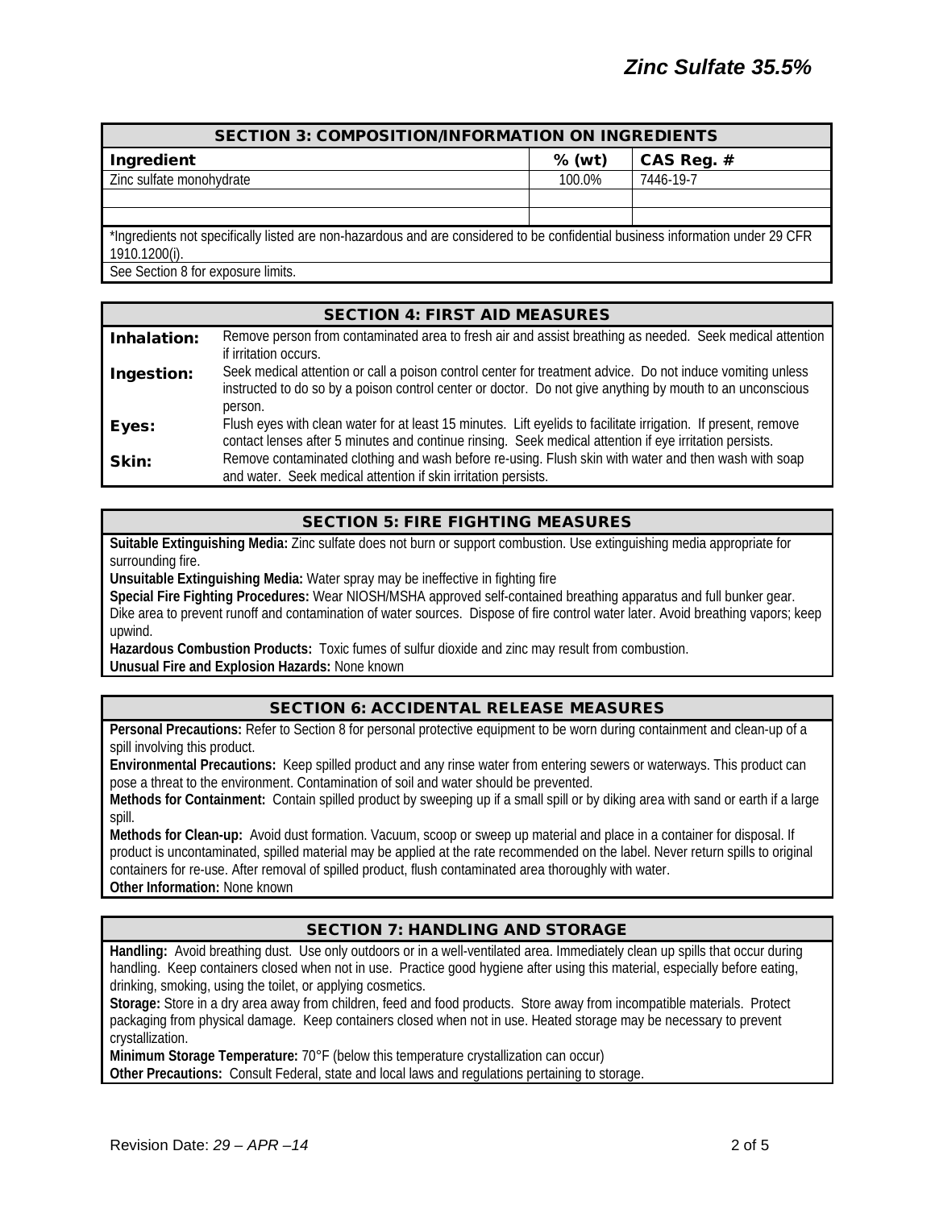# Zinc Sulfate 35.5%

## SECTION 3: COMPOSITION/INFORMATION ON INGREDIENTS

| Ingredient | % (wt) | CAS Reg. # |
|---|---|---|
| Zinc sulfate monohydrate | 100.0% | 7446-19-7 |
| | | |
| | | |

*Ingredients not specifically listed are non-hazardous and are considered to be confidential business information under 29 CFR 1910.1200(i).

See Section 8 for exposure limits.

## SECTION 4: FIRST AID MEASURES

**Inhalation:** Remove person from contaminated area to fresh air and assist breathing as needed. Seek medical attention if irritation occurs.

**Ingestion:** Seek medical attention or call a poison control center for treatment advice. Do not induce vomiting unless instructed to do so by a poison control center or doctor. Do not give anything by mouth to an unconscious person.

**Eyes:** Flush eyes with clean water for at least 15 minutes. Lift eyelids to facilitate irrigation. If present, remove contact lenses after 5 minutes and continue rinsing. Seek medical attention if eye irritation persists.

**Skin:** Remove contaminated clothing and wash before re-using. Flush skin with water and then wash with soap and water. Seek medical attention if skin irritation persists.

## SECTION 5: FIRE FIGHTING MEASURES

**Suitable Extinguishing Media:** Zinc sulfate does not burn or support combustion. Use extinguishing media appropriate for surrounding fire.

**Unsuitable Extinguishing Media:** Water spray may be ineffective in fighting fire

**Special Fire Fighting Procedures:** Wear NIOSH/MSHA approved self-contained breathing apparatus and full bunker gear. Dike area to prevent runoff and contamination of water sources. Dispose of fire control water later. Avoid breathing vapors; keep upwind.

**Hazardous Combustion Products:** Toxic fumes of sulfur dioxide and zinc may result from combustion.

**Unusual Fire and Explosion Hazards:** None known

## SECTION 6: ACCIDENTAL RELEASE MEASURES

**Personal Precautions:** Refer to Section 8 for personal protective equipment to be worn during containment and clean-up of a spill involving this product.

**Environmental Precautions:** Keep spilled product and any rinse water from entering sewers or waterways. This product can pose a threat to the environment. Contamination of soil and water should be prevented.

**Methods for Containment:** Contain spilled product by sweeping up if a small spill or by diking area with sand or earth if a large spill.

**Methods for Clean-up:** Avoid dust formation. Vacuum, scoop or sweep up material and place in a container for disposal. If product is uncontaminated, spilled material may be applied at the rate recommended on the label. Never return spills to original containers for re-use. After removal of spilled product, flush contaminated area thoroughly with water.

**Other Information:** None known

## SECTION 7: HANDLING AND STORAGE

**Handling:** Avoid breathing dust. Use only outdoors or in a well-ventilated area. Immediately clean up spills that occur during handling. Keep containers closed when not in use. Practice good hygiene after using this material, especially before eating, drinking, smoking, using the toilet, or applying cosmetics.

**Storage:** Store in a dry area away from children, feed and food products. Store away from incompatible materials. Protect packaging from physical damage. Keep containers closed when not in use. Heated storage may be necessary to prevent crystallization.

**Minimum Storage Temperature:** 70°F (below this temperature crystallization can occur)

**Other Precautions:** Consult Federal, state and local laws and regulations pertaining to storage.

Revision Date: *29 – APR –14*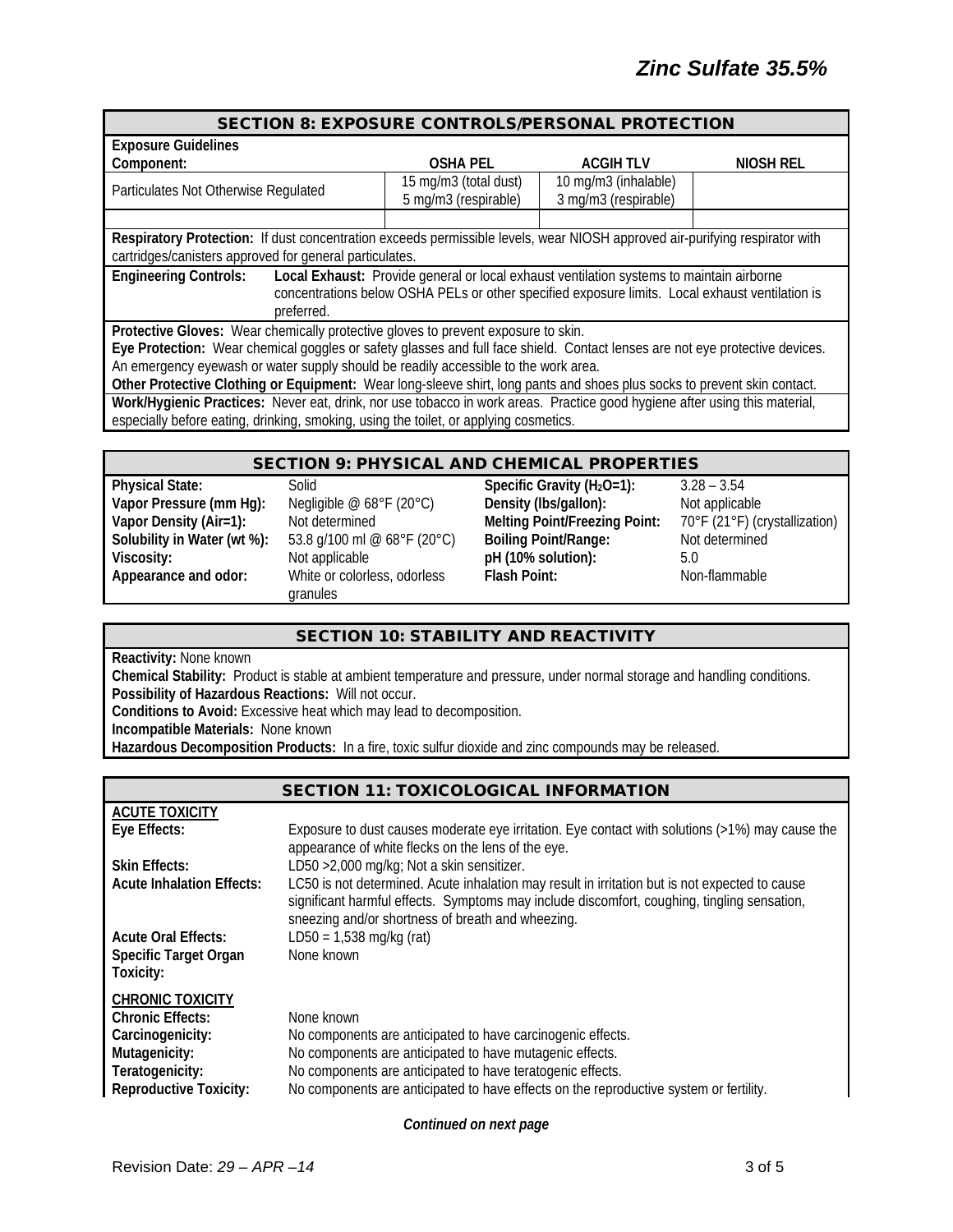## SECTION 8: EXPOSURE CONTROLS/PERSONAL PROTECTION

**Exposure Guidelines**

| Component: | OSHA PEL | ACGIH TLV | NIOSH REL |
|---|---|---|---|
| Particulates Not Otherwise Regulated | 15 mg/m3 (total dust)<br>5 mg/m3 (respirable) | 10 mg/m3 (inhalable)<br>3 mg/m3 (respirable) | |
| | | | |

**Respiratory Protection:** If dust concentration exceeds permissible levels, wear NIOSH approved air-purifying respirator with cartridges/canisters approved for general particulates.

**Engineering Controls:** **Local Exhaust:** Provide general or local exhaust ventilation systems to maintain airborne concentrations below OSHA PELs or other specified exposure limits. Local exhaust ventilation is preferred.

**Protective Gloves:** Wear chemically protective gloves to prevent exposure to skin.

**Eye Protection:** Wear chemical goggles or safety glasses and full face shield. Contact lenses are not eye protective devices. An emergency eyewash or water supply should be readily accessible to the work area.

**Other Protective Clothing or Equipment:** Wear long-sleeve shirt, long pants and shoes plus socks to prevent skin contact.

**Work/Hygienic Practices:** Never eat, drink, nor use tobacco in work areas. Practice good hygiene after using this material, especially before eating, drinking, smoking, using the toilet, or applying cosmetics.

## SECTION 9: PHYSICAL AND CHEMICAL PROPERTIES

| | | | |
|---|---|---|---|
| **Physical State:** | Solid | **Specific Gravity ($H_2O$=1):** | 3.28 – 3.54 |
| **Vapor Pressure (mm Hg):** | Negligible @ 68°F (20°C) | **Density (lbs/gallon):** | Not applicable |
| **Vapor Density (Air=1):** | Not determined | **Melting Point/Freezing Point:** | 70°F (21°F) (crystallization) |
| **Solubility in Water (wt %):** | 53.8 g/100 ml @ 68°F (20°C) | **Boiling Point/Range:** | Not determined |
| **Viscosity:** | Not applicable | **pH (10% solution):** | 5.0 |
| **Appearance and odor:** | White or colorless, odorless granules | **Flash Point:** | Non-flammable |

## SECTION 10: STABILITY AND REACTIVITY

**Reactivity:** None known

**Chemical Stability:** Product is stable at ambient temperature and pressure, under normal storage and handling conditions.

**Possibility of Hazardous Reactions:** Will not occur.

**Conditions to Avoid:** Excessive heat which may lead to decomposition.

**Incompatible Materials:** None known

**Hazardous Decomposition Products:** In a fire, toxic sulfur dioxide and zinc compounds may be released.

## SECTION 11: TOXICOLOGICAL INFORMATION

**ACUTE TOXICITY**

**Eye Effects:** Exposure to dust causes moderate eye irritation. Eye contact with solutions (>1%) may cause the appearance of white flecks on the lens of the eye.

**Skin Effects:** LD50 >2,000 mg/kg; Not a skin sensitizer.

**Acute Inhalation Effects:** LC50 is not determined. Acute inhalation may result in irritation but is not expected to cause significant harmful effects. Symptoms may include discomfort, coughing, tingling sensation, sneezing and/or shortness of breath and wheezing.

**Acute Oral Effects:** LD50 = 1,538 mg/kg (rat)

**Specific Target Organ Toxicity:** None known

**CHRONIC TOXICITY**

**Chronic Effects:** None known

**Carcinogenicity:** No components are anticipated to have carcinogenic effects.

**Mutagenicity:** No components are anticipated to have mutagenic effects.

**Teratogenicity:** No components are anticipated to have teratogenic effects.

**Reproductive Toxicity:** No components are anticipated to have effects on the reproductive system or fertility.

*Continued on next page*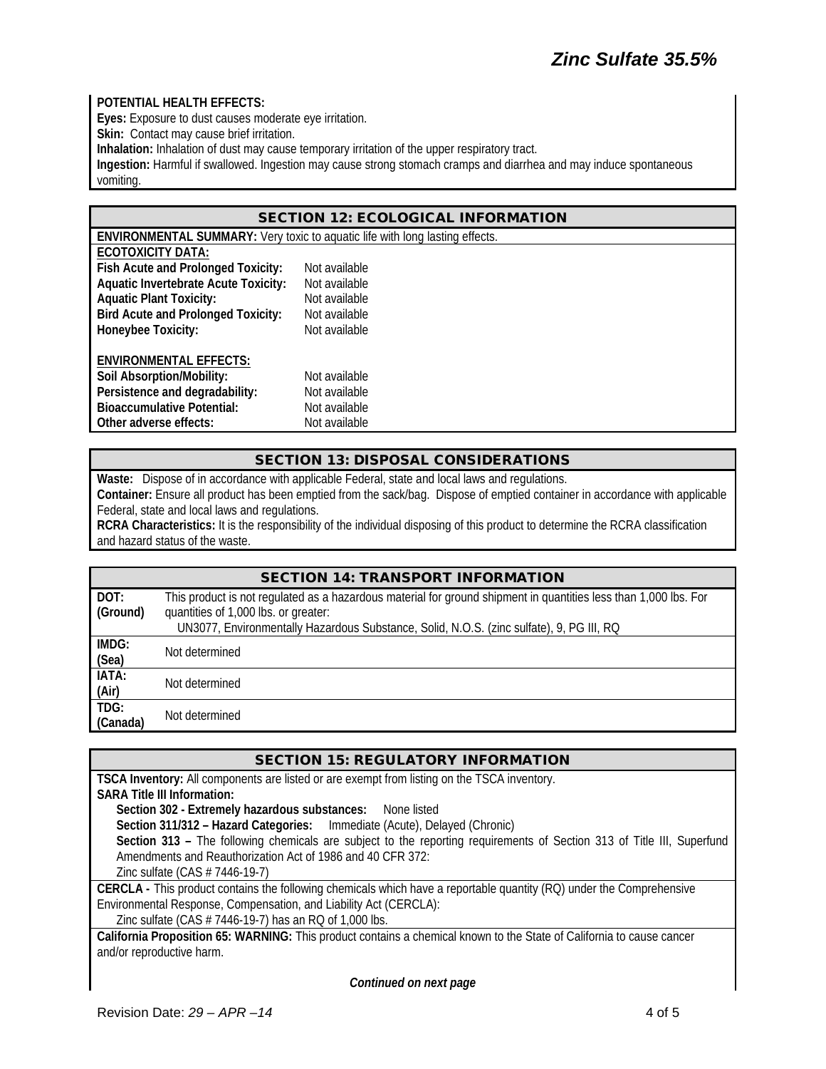**POTENTIAL HEALTH EFFECTS:**
**Eyes:** Exposure to dust causes moderate eye irritation.
**Skin:** Contact may cause brief irritation.
**Inhalation:** Inhalation of dust may cause temporary irritation of the upper respiratory tract.
**Ingestion:** Harmful if swallowed. Ingestion may cause strong stomach cramps and diarrhea and may induce spontaneous vomiting.

## SECTION 12: ECOLOGICAL INFORMATION

**ENVIRONMENTAL SUMMARY:** Very toxic to aquatic life with long lasting effects.

**ECOTOXICITY DATA:**

| | |
|---|---|
| **Fish Acute and Prolonged Toxicity:** | Not available |
| **Aquatic Invertebrate Acute Toxicity:** | Not available |
| **Aquatic Plant Toxicity:** | Not available |
| **Bird Acute and Prolonged Toxicity:** | Not available |
| **Honeybee Toxicity:** | Not available |

**ENVIRONMENTAL EFFECTS:**

| | |
|---|---|
| **Soil Absorption/Mobility:** | Not available |
| **Persistence and degradability:** | Not available |
| **Bioaccumulative Potential:** | Not available |
| **Other adverse effects:** | Not available |

## SECTION 13: DISPOSAL CONSIDERATIONS

**Waste:** Dispose of in accordance with applicable Federal, state and local laws and regulations.
**Container:** Ensure all product has been emptied from the sack/bag. Dispose of emptied container in accordance with applicable Federal, state and local laws and regulations.
**RCRA Characteristics:** It is the responsibility of the individual disposing of this product to determine the RCRA classification and hazard status of the waste.

## SECTION 14: TRANSPORT INFORMATION

| | |
|---|---|
| **DOT: (Ground)** | This product is not regulated as a hazardous material for ground shipment in quantities less than 1,000 lbs. For quantities of 1,000 lbs. or greater: UN3077, Environmentally Hazardous Substance, Solid, N.O.S. (zinc sulfate), 9, PG III, RQ |
| **IMDG: (Sea)** | Not determined |
| **IATA: (Air)** | Not determined |
| **TDG: (Canada)** | Not determined |

## SECTION 15: REGULATORY INFORMATION

**TSCA Inventory:** All components are listed or are exempt from listing on the TSCA inventory.
**SARA Title III Information:**
**Section 302 - Extremely hazardous substances:** None listed
**Section 311/312 – Hazard Categories:** Immediate (Acute), Delayed (Chronic)
**Section 313 –** The following chemicals are subject to the reporting requirements of Section 313 of Title III, Superfund Amendments and Reauthorization Act of 1986 and 40 CFR 372:
Zinc sulfate (CAS # 7446-19-7)

**CERCLA -** This product contains the following chemicals which have a reportable quantity (RQ) under the Comprehensive Environmental Response, Compensation, and Liability Act (CERCLA):
Zinc sulfate (CAS # 7446-19-7) has an RQ of 1,000 lbs.

**California Proposition 65: WARNING:** This product contains a chemical known to the State of California to cause cancer and/or reproductive harm.

***Continued on next page***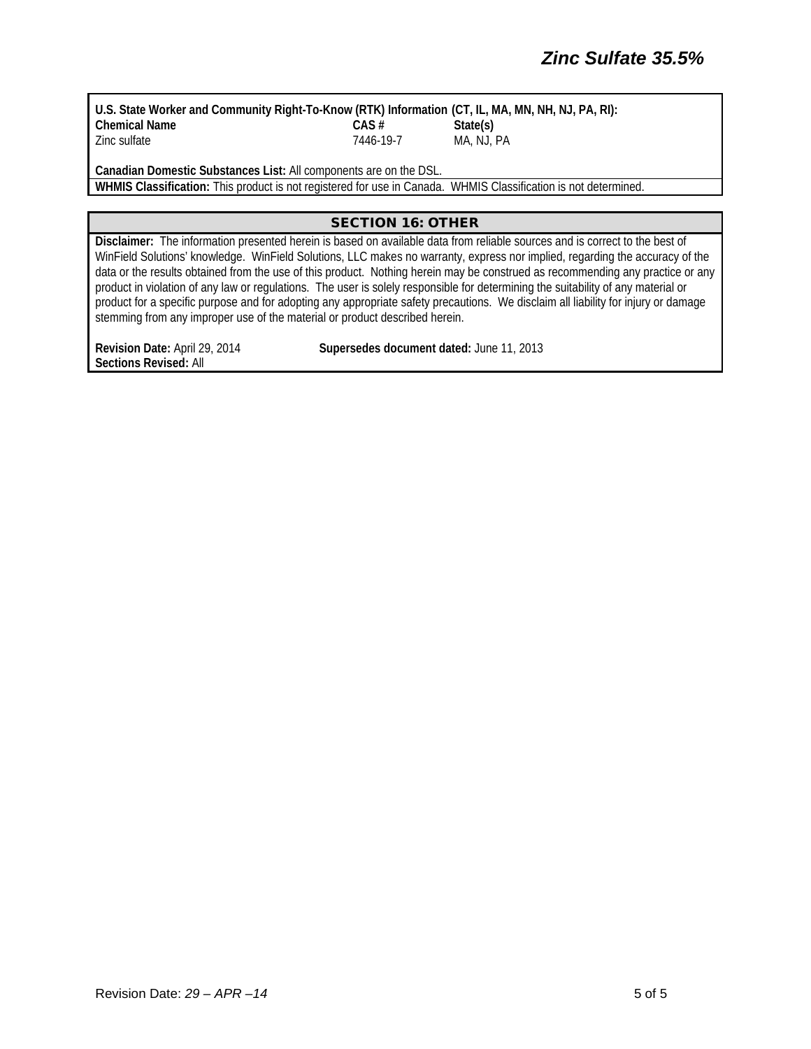**U.S. State Worker and Community Right-To-Know (RTK) Information (CT, IL, MA, MN, NH, NJ, PA, RI):**

| Chemical Name | CAS # | State(s) |
| --- | --- | --- |
| Zinc sulfate | 7446-19-7 | MA, NJ, PA |

**Canadian Domestic Substances List:** All components are on the DSL.

**WHMIS Classification:** This product is not registered for use in Canada. WHMIS Classification is not determined.

## SECTION 16: OTHER

**Disclaimer:** The information presented herein is based on available data from reliable sources and is correct to the best of WinField Solutions' knowledge. WinField Solutions, LLC makes no warranty, express nor implied, regarding the accuracy of the data or the results obtained from the use of this product. Nothing herein may be construed as recommending any practice or any product in violation of any law or regulations. The user is solely responsible for determining the suitability of any material or product for a specific purpose and for adopting any appropriate safety precautions. We disclaim all liability for injury or damage stemming from any improper use of the material or product described herein.

**Revision Date:** April 29, 2014 **Supersedes document dated:** June 11, 2013

**Sections Revised:** All